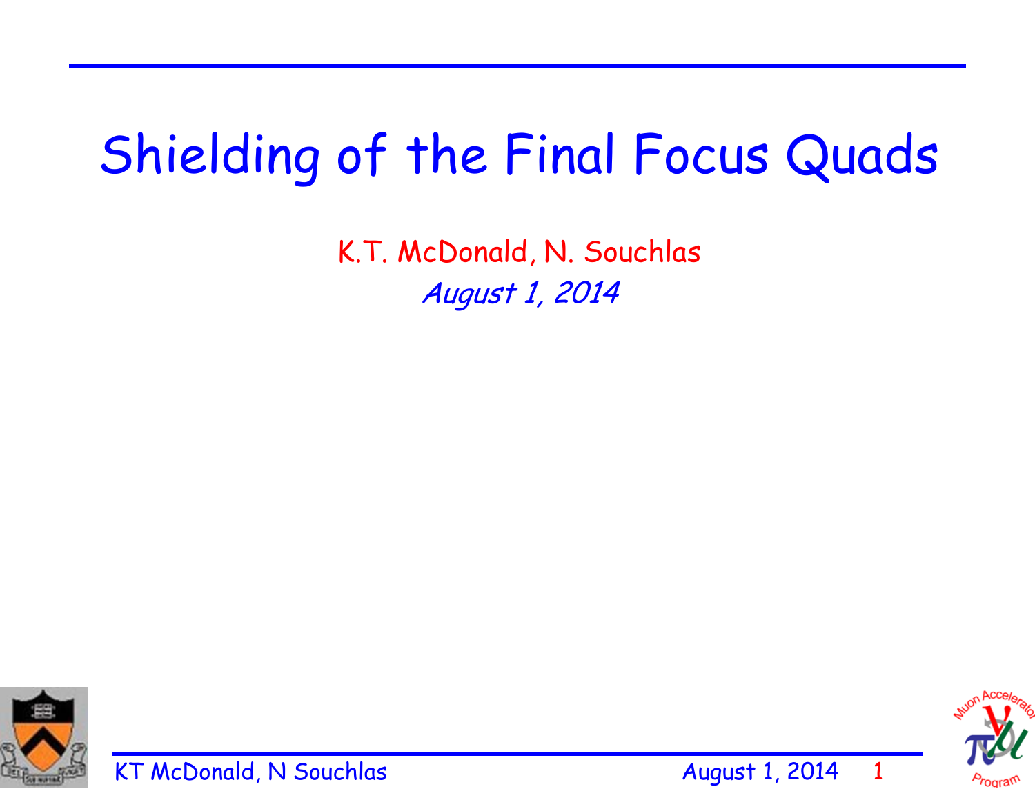# Shielding of the Final Focus Quads

K.T. McDonald, N. Souchlas

*August 1, 2014*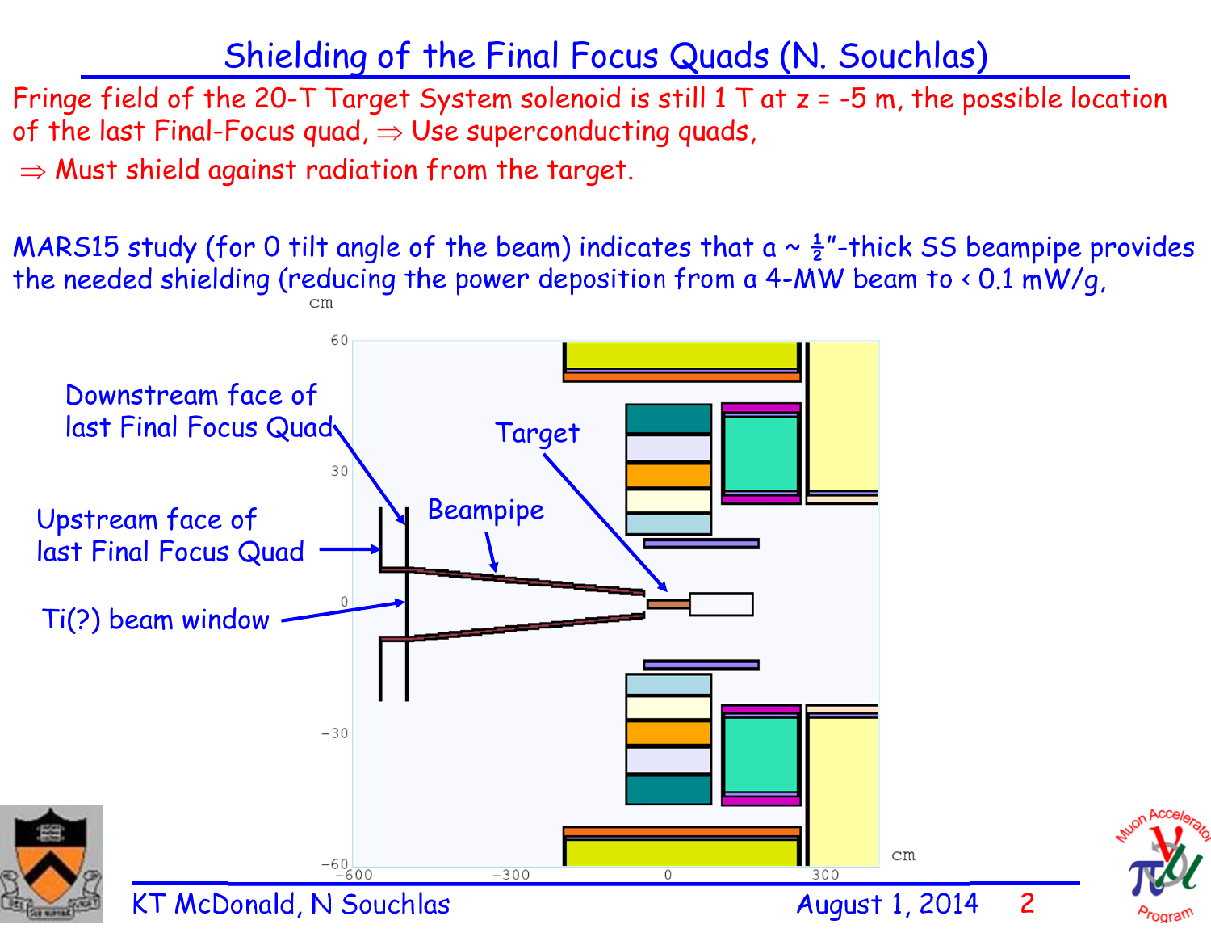# Shielding of the Final Focus Quads (N. Souchlas)

Fringe field of the 20-T Target System solenoid is still 1 T at z = -5 m, the possible location of the last Final-Focus quad, ⇒ Use superconducting quads,

⇒ Must shield against radiation from the target.

MARS15 study (for 0 tilt angle of the beam) indicates that a ~ ½"-thick SS beampipe provides the needed shielding (reducing the power deposition from a 4-MW beam to < 0.1 mW/g,

Downstream face of last Final Focus Quad

Upstream face of last Final Focus Quad

Ti(?) beam window

Beampipe

Target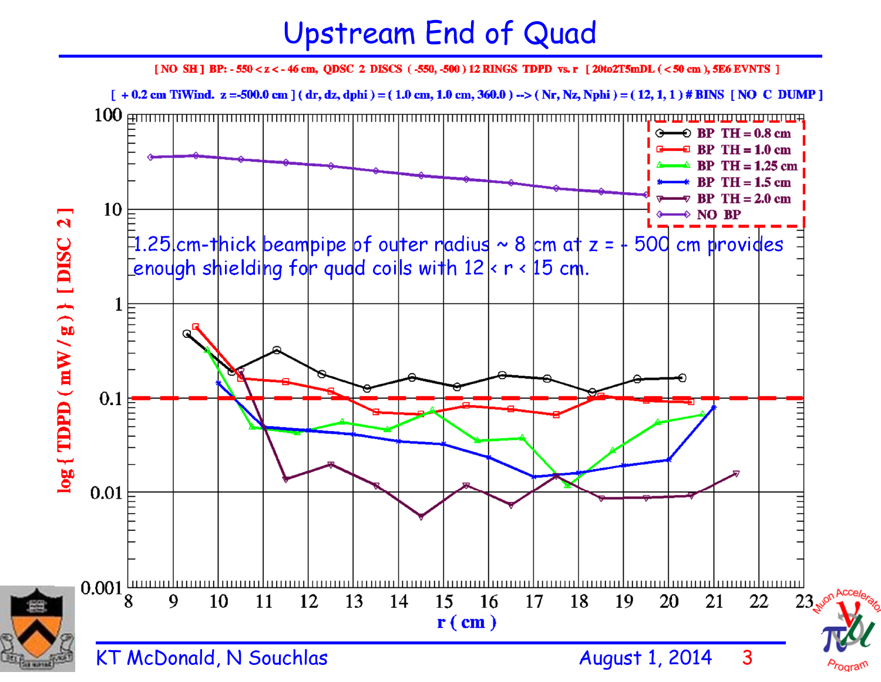# Upstream End of Quad

[ NO SH ] BP: - 550 < z < - 46 cm, QDSC 2 DISCS ( -550, -500 ) 12 RINGS TDPD vs. r [ 20to2T5mDL ( < 50 cm ), 5E6 EVNTS ]

[ + 0.2 cm TiWind. z =-500.0 cm ] ( dr, dz, dphi ) = ( 1.0 cm, 1.0 cm, 360.0 ) --> ( Nr, Nz, Nphi ) = ( 12, 1, 1 ) # BINS [ NO C DUMP ]

1.25 cm-thick beampipe of outer radius ~ 8 cm at z = - 500 cm provides enough shielding for quad coils with 12 < r < 15 cm.

Legend:
- BP TH = 0.8 cm
- BP TH = 1.0 cm
- BP TH = 1.25 cm
- BP TH = 1.5 cm
- BP TH = 2.0 cm
- NO BP

y-axis: log { TDPD ( mW / g ) } [ DISC 2 ]

x-axis: r ( cm )

KT McDonald, N Souchlas

August 1, 2014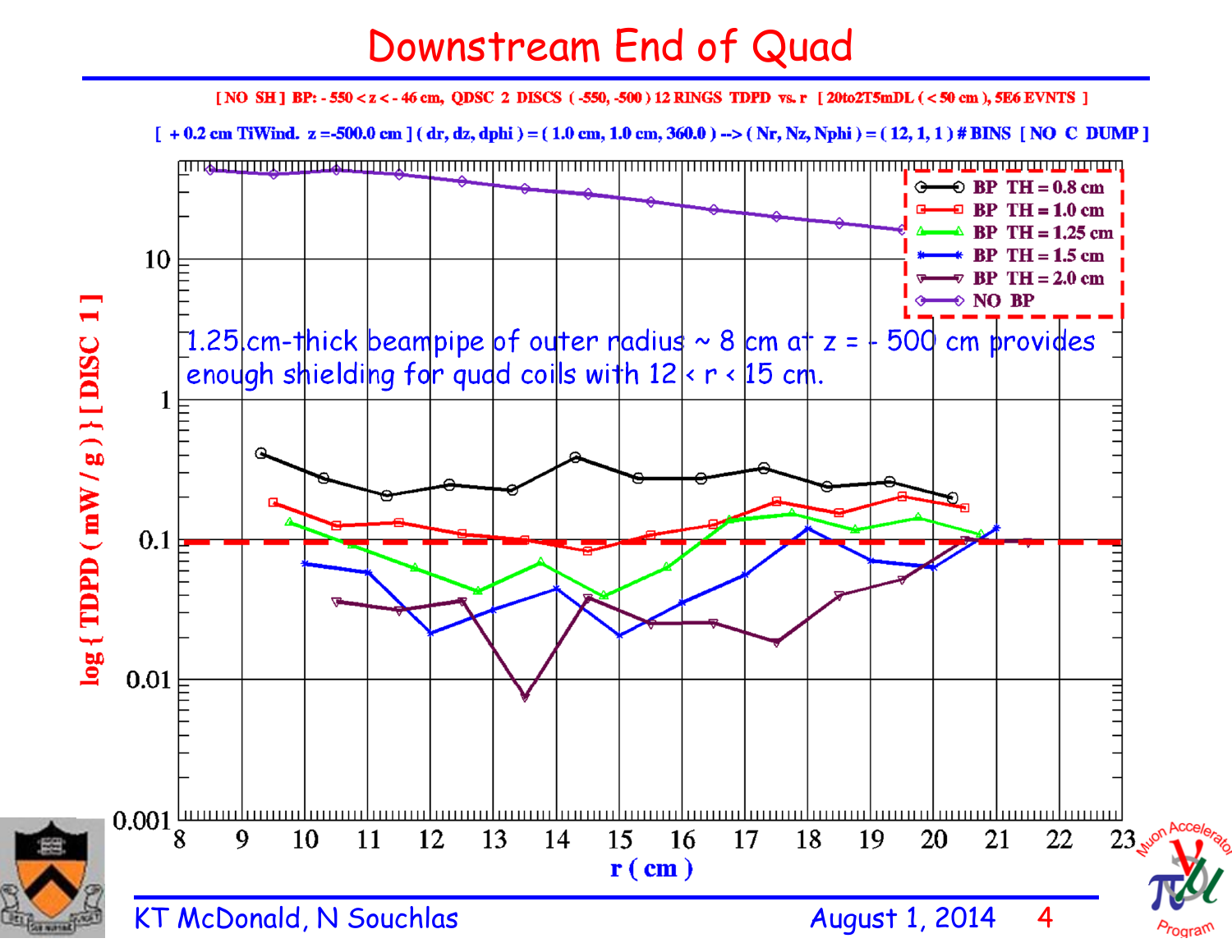# Downstream End of Quad

[ NO SH ] BP: - 550 < z < - 46 cm, QDSC 2 DISCS ( -550, -500 ) 12 RINGS TDPD vs. r [ 20to2T5mDL ( < 50 cm ), 5E6 EVNTS ]

[ + 0.2 cm TiWind. z =-500.0 cm ] ( dr, dz, dphi ) = ( 1.0 cm, 1.0 cm, 360.0 ) --> ( Nr, Nz, Nphi ) = ( 12, 1, 1 ) # BINS [ NO C DUMP ]

BP TH = 0.8 cm
BP TH = 1.0 cm
BP TH = 1.25 cm
BP TH = 1.5 cm
BP TH = 2.0 cm
NO BP

log { TDPD ( mW / g ) } [ DISC 1 ]

10
1
0.1
0.01
0.001

8 9 10 11 12 13 14 15 16 17 18 19 20 21 22 23

r ( cm )

1.25 cm-thick beampipe of outer radius ~ 8 cm at z = - 500 cm provides enough shielding for quad coils with 12 < r < 15 cm.

KT McDonald, N Souchlas

August 1, 2014